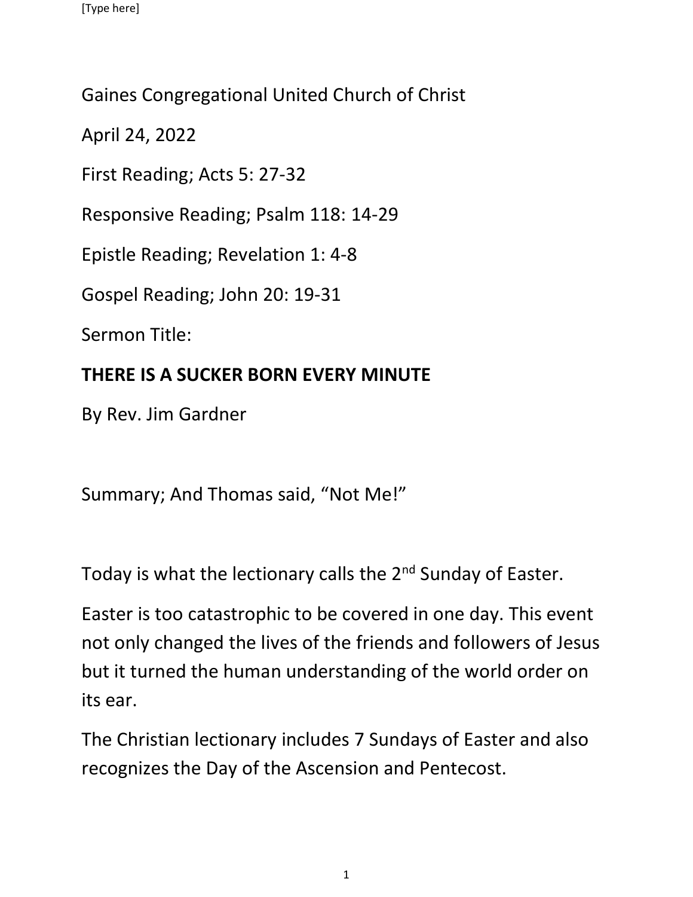Gaines Congregational United Church of Christ

April 24, 2022

First Reading; Acts 5: 27-32

Responsive Reading; Psalm 118: 14-29

Epistle Reading; Revelation 1: 4-8

Gospel Reading; John 20: 19-31

Sermon Title:

**THERE IS A SUCKER BORN EVERY MINUTE**

By Rev. Jim Gardner

Summary; And Thomas said, "Not Me!"

Today is what the lectionary calls the 2nd Sunday of Easter.

Easter is too catastrophic to be covered in one day. This event not only changed the lives of the friends and followers of Jesus but it turned the human understanding of the world order on its ear.

The Christian lectionary includes 7 Sundays of Easter and also recognizes the Day of the Ascension and Pentecost.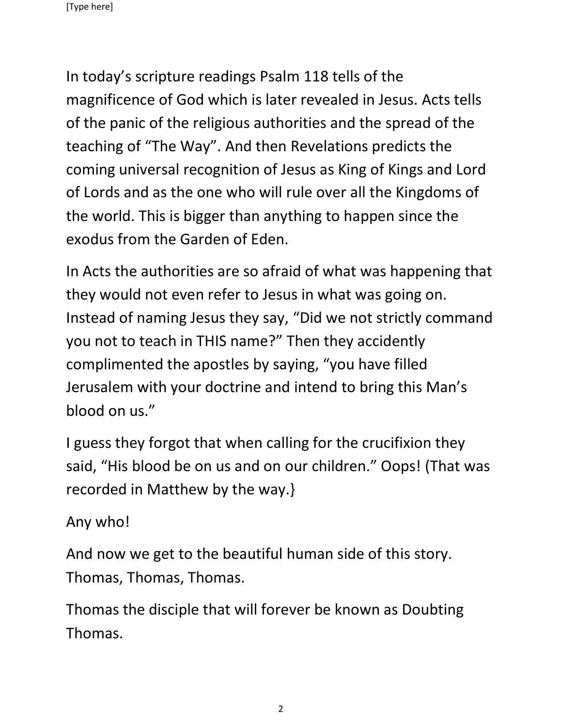In today's scripture readings Psalm 118 tells of the magnificence of God which is later revealed in Jesus. Acts tells of the panic of the religious authorities and the spread of the teaching of "The Way". And then Revelations predicts the coming universal recognition of Jesus as King of Kings and Lord of Lords and as the one who will rule over all the Kingdoms of the world. This is bigger than anything to happen since the exodus from the Garden of Eden.

In Acts the authorities are so afraid of what was happening that they would not even refer to Jesus in what was going on. Instead of naming Jesus they say, "Did we not strictly command you not to teach in THIS name?" Then they accidently complimented the apostles by saying, "you have filled Jerusalem with your doctrine and intend to bring this Man's blood on us."

I guess they forgot that when calling for the crucifixion they said, "His blood be on us and on our children." Oops! (That was recorded in Matthew by the way.}

Any who!

And now we get to the beautiful human side of this story. Thomas, Thomas, Thomas.

Thomas the disciple that will forever be known as Doubting Thomas.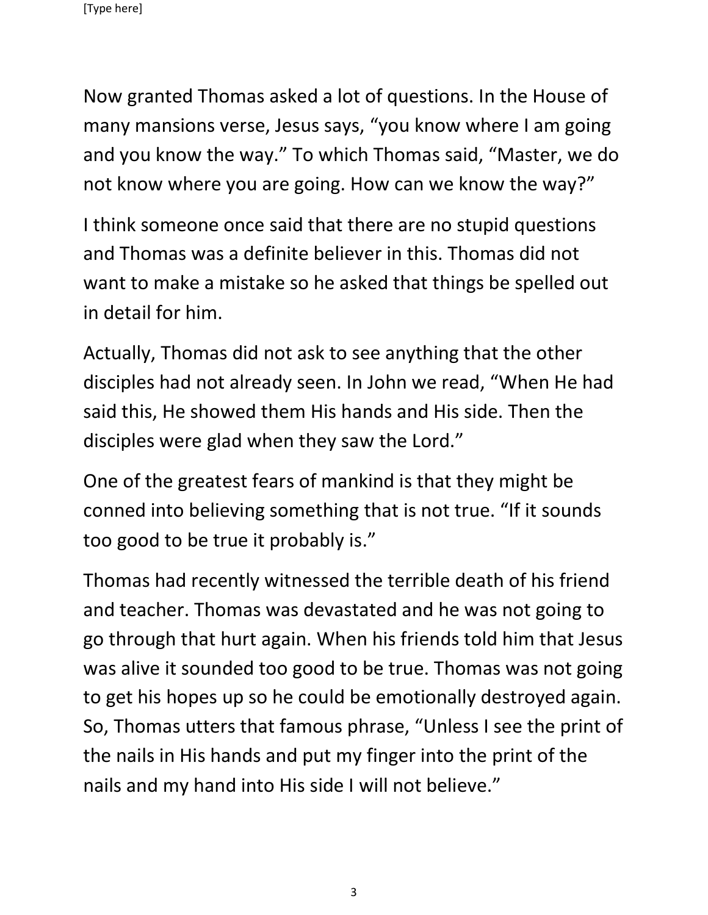Now granted Thomas asked a lot of questions. In the House of many mansions verse, Jesus says, "you know where I am going and you know the way." To which Thomas said, "Master, we do not know where you are going. How can we know the way?"

I think someone once said that there are no stupid questions and Thomas was a definite believer in this. Thomas did not want to make a mistake so he asked that things be spelled out in detail for him.

Actually, Thomas did not ask to see anything that the other disciples had not already seen. In John we read, "When He had said this, He showed them His hands and His side. Then the disciples were glad when they saw the Lord."

One of the greatest fears of mankind is that they might be conned into believing something that is not true. "If it sounds too good to be true it probably is."

Thomas had recently witnessed the terrible death of his friend and teacher. Thomas was devastated and he was not going to go through that hurt again. When his friends told him that Jesus was alive it sounded too good to be true. Thomas was not going to get his hopes up so he could be emotionally destroyed again. So, Thomas utters that famous phrase, "Unless I see the print of the nails in His hands and put my finger into the print of the nails and my hand into His side I will not believe."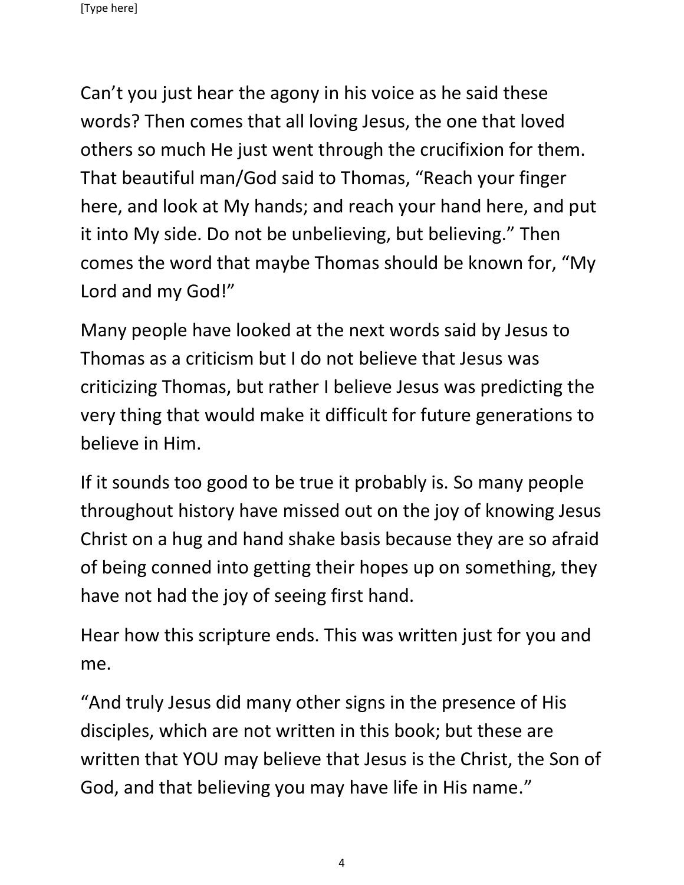Can't you just hear the agony in his voice as he said these words? Then comes that all loving Jesus, the one that loved others so much He just went through the crucifixion for them. That beautiful man/God said to Thomas, "Reach your finger here, and look at My hands; and reach your hand here, and put it into My side. Do not be unbelieving, but believing." Then comes the word that maybe Thomas should be known for, "My Lord and my God!"

Many people have looked at the next words said by Jesus to Thomas as a criticism but I do not believe that Jesus was criticizing Thomas, but rather I believe Jesus was predicting the very thing that would make it difficult for future generations to believe in Him.

If it sounds too good to be true it probably is. So many people throughout history have missed out on the joy of knowing Jesus Christ on a hug and hand shake basis because they are so afraid of being conned into getting their hopes up on something, they have not had the joy of seeing first hand.

Hear how this scripture ends. This was written just for you and me.

"And truly Jesus did many other signs in the presence of His disciples, which are not written in this book; but these are written that YOU may believe that Jesus is the Christ, the Son of God, and that believing you may have life in His name."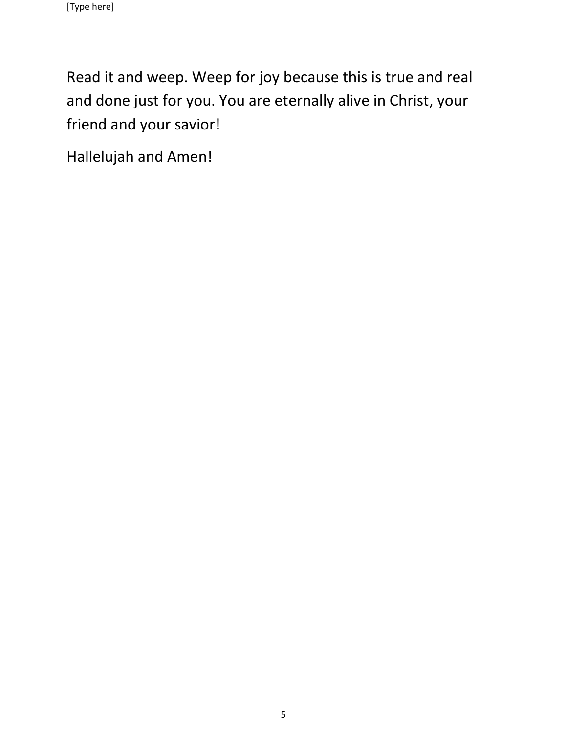Read it and weep. Weep for joy because this is true and real and done just for you. You are eternally alive in Christ, your friend and your savior!

Hallelujah and Amen!